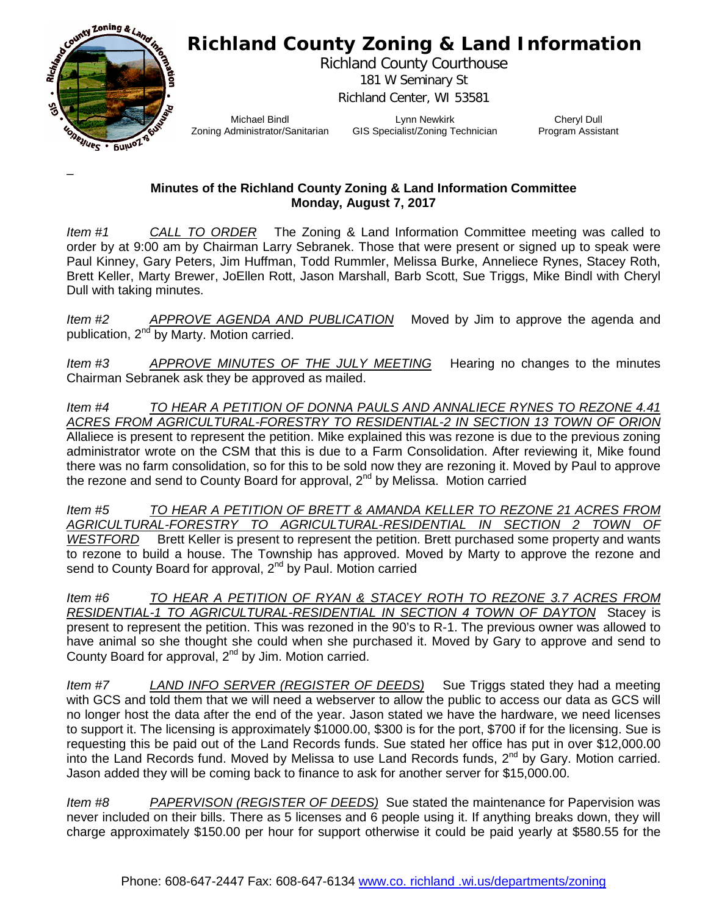# Richland County Zoning & Land Information

Richland County Courthouse
181 W Seminary St
Richland Center, WI 53581

Michael Bindl, Zoning Administrator/Sanitarian | Lynn Newkirk, GIS Specialist/Zoning Technician | Cheryl Dull, Program Assistant

_

**Minutes of the Richland County Zoning & Land Information Committee**
**Monday, August 7, 2017**

*Item #1* *CALL TO ORDER* The Zoning & Land Information Committee meeting was called to order by at 9:00 am by Chairman Larry Sebranek. Those that were present or signed up to speak were Paul Kinney, Gary Peters, Jim Huffman, Todd Rummler, Melissa Burke, Anneliece Rynes, Stacey Roth, Brett Keller, Marty Brewer, JoEllen Rott, Jason Marshall, Barb Scott, Sue Triggs, Mike Bindl with Cheryl Dull with taking minutes.

*Item #2* *APPROVE AGENDA AND PUBLICATION* Moved by Jim to approve the agenda and publication, 2nd by Marty. Motion carried.

*Item #3* *APPROVE MINUTES OF THE JULY MEETING* Hearing no changes to the minutes Chairman Sebranek ask they be approved as mailed.

*Item #4* *TO HEAR A PETITION OF DONNA PAULS AND ANNALIECE RYNES TO REZONE 4.41 ACRES FROM AGRICULTURAL-FORESTRY TO RESIDENTIAL-2 IN SECTION 13 TOWN OF ORION* Allaliece is present to represent the petition. Mike explained this was rezone is due to the previous zoning administrator wrote on the CSM that this is due to a Farm Consolidation. After reviewing it, Mike found there was no farm consolidation, so for this to be sold now they are rezoning it. Moved by Paul to approve the rezone and send to County Board for approval, 2nd by Melissa. Motion carried

*Item #5* *TO HEAR A PETITION OF BRETT & AMANDA KELLER TO REZONE 21 ACRES FROM AGRICULTURAL-FORESTRY TO AGRICULTURAL-RESIDENTIAL IN SECTION 2 TOWN OF WESTFORD* Brett Keller is present to represent the petition. Brett purchased some property and wants to rezone to build a house. The Township has approved. Moved by Marty to approve the rezone and send to County Board for approval, 2nd by Paul. Motion carried

*Item #6* *TO HEAR A PETITION OF RYAN & STACEY ROTH TO REZONE 3.7 ACRES FROM RESIDENTIAL-1 TO AGRICULTURAL-RESIDENTIAL IN SECTION 4 TOWN OF DAYTON* Stacey is present to represent the petition. This was rezoned in the 90's to R-1. The previous owner was allowed to have animal so she thought she could when she purchased it. Moved by Gary to approve and send to County Board for approval, 2nd by Jim. Motion carried.

*Item #7* *LAND INFO SERVER (REGISTER OF DEEDS)* Sue Triggs stated they had a meeting with GCS and told them that we will need a webserver to allow the public to access our data as GCS will no longer host the data after the end of the year. Jason stated we have the hardware, we need licenses to support it. The licensing is approximately $1000.00, $300 is for the port, $700 if for the licensing. Sue is requesting this be paid out of the Land Records funds. Sue stated her office has put in over $12,000.00 into the Land Records fund. Moved by Melissa to use Land Records funds, 2nd by Gary. Motion carried. Jason added they will be coming back to finance to ask for another server for $15,000.00.

*Item #8* *PAPERVISON (REGISTER OF DEEDS)* Sue stated the maintenance for Papervision was never included on their bills. There as 5 licenses and 6 people using it. If anything breaks down, they will charge approximately $150.00 per hour for support otherwise it could be paid yearly at $580.55 for the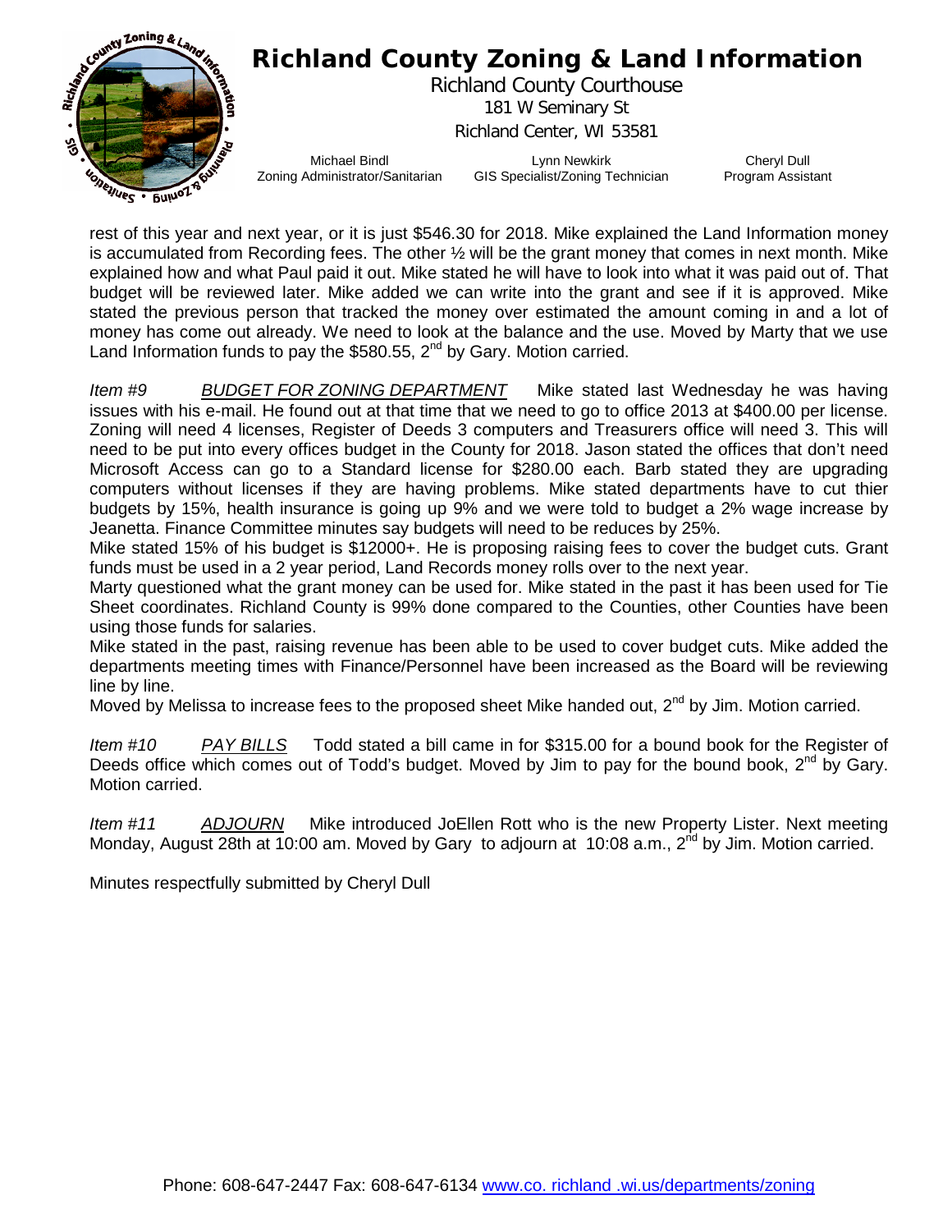# Richland County Zoning & Land Information

Richland County Courthouse
181 W Seminary St
Richland Center, WI 53581

| Michael Bindl | Lynn Newkirk | Cheryl Dull |
|---|---|---|
| Zoning Administrator/Sanitarian | GIS Specialist/Zoning Technician | Program Assistant |

rest of this year and next year, or it is just $546.30 for 2018. Mike explained the Land Information money is accumulated from Recording fees. The other ½ will be the grant money that comes in next month. Mike explained how and what Paul paid it out. Mike stated he will have to look into what it was paid out of. That budget will be reviewed later. Mike added we can write into the grant and see if it is approved. Mike stated the previous person that tracked the money over estimated the amount coming in and a lot of money has come out already. We need to look at the balance and the use. Moved by Marty that we use Land Information funds to pay the $580.55, 2nd by Gary. Motion carried.

*Item #9* *BUDGET FOR ZONING DEPARTMENT* Mike stated last Wednesday he was having issues with his e-mail. He found out at that time that we need to go to office 2013 at $400.00 per license. Zoning will need 4 licenses, Register of Deeds 3 computers and Treasurers office will need 3. This will need to be put into every offices budget in the County for 2018. Jason stated the offices that don't need Microsoft Access can go to a Standard license for $280.00 each. Barb stated they are upgrading computers without licenses if they are having problems. Mike stated departments have to cut thier budgets by 15%, health insurance is going up 9% and we were told to budget a 2% wage increase by Jeanetta. Finance Committee minutes say budgets will need to be reduces by 25%.
Mike stated 15% of his budget is $12000+. He is proposing raising fees to cover the budget cuts. Grant funds must be used in a 2 year period, Land Records money rolls over to the next year.
Marty questioned what the grant money can be used for. Mike stated in the past it has been used for Tie Sheet coordinates. Richland County is 99% done compared to the Counties, other Counties have been using those funds for salaries.
Mike stated in the past, raising revenue has been able to be used to cover budget cuts. Mike added the departments meeting times with Finance/Personnel have been increased as the Board will be reviewing line by line.
Moved by Melissa to increase fees to the proposed sheet Mike handed out, 2nd by Jim. Motion carried.

*Item #10* *PAY BILLS* Todd stated a bill came in for $315.00 for a bound book for the Register of Deeds office which comes out of Todd's budget. Moved by Jim to pay for the bound book, 2nd by Gary. Motion carried.

*Item #11* *ADJOURN* Mike introduced JoEllen Rott who is the new Property Lister. Next meeting Monday, August 28th at 10:00 am. Moved by Gary to adjourn at 10:08 a.m., 2nd by Jim. Motion carried.

Minutes respectfully submitted by Cheryl Dull

Phone: 608-647-2447 Fax: 608-647-6134 www.co. richland .wi.us/departments/zoning